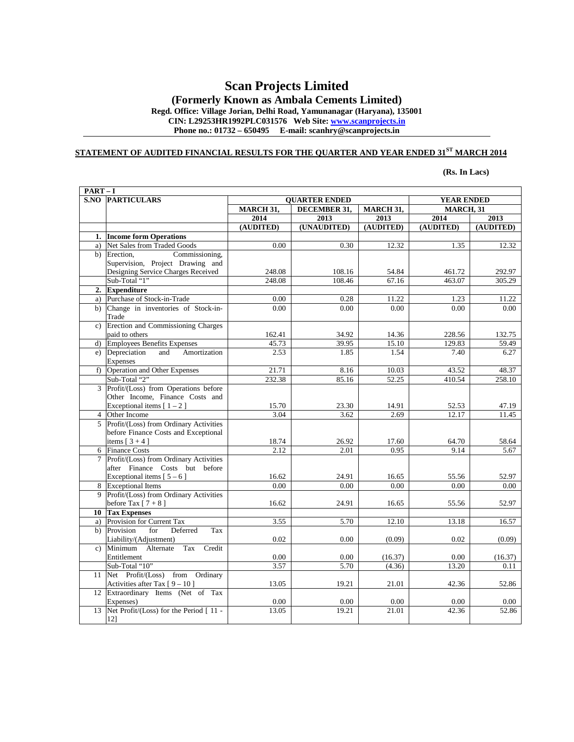# Scan Projects Limited

## (Formerly Known as Ambala Cements Limited)

**Regd. Office: Village Jorian, Delhi Road, Yamunanagar (Haryana), 135001**

**CIN: L29253HR1992PLC031576 Web Site: www.scanprojects.in**

**Phone no.: 01732 – 650495 E-mail: scanhry@scanprojects.in**

**STATEMENT OF AUDITED FINANCIAL RESULTS FOR THE QUARTER AND YEAR ENDED 31ST MARCH 2014**

**(Rs. In Lacs)**

| PART – I | | | | | | |
|---|---|---|---|---|---|---|
| **S.NO** | **PARTICULARS** | **QUARTER ENDED** | | | **YEAR ENDED** | |
| | | **MARCH 31, 2014** | **DECEMBER 31, 2013** | **MARCH 31, 2013** | **MARCH, 31 2014** | **2013** |
| | | **(AUDITED)** | **(UNAUDITED)** | **(AUDITED)** | **(AUDITED)** | **(AUDITED)** |
| **1.** | **Income form Operations** | | | | | |
| a) | Net Sales from Traded Goods | 0.00 | 0.30 | 12.32 | 1.35 | 12.32 |
| b) | Erection, Commissioning, Supervision, Project Drawing and Designing Service Charges Received | 248.08 | 108.16 | 54.84 | 461.72 | 292.97 |
| | Sub-Total "1" | 248.08 | 108.46 | 67.16 | 463.07 | 305.29 |
| **2.** | **Expenditure** | | | | | |
| a) | Purchase of Stock-in-Trade | 0.00 | 0.28 | 11.22 | 1.23 | 11.22 |
| b) | Change in inventories of Stock-in-Trade | 0.00 | 0.00 | 0.00 | 0.00 | 0.00 |
| c) | Erection and Commissioning Charges paid to others | 162.41 | 34.92 | 14.36 | 228.56 | 132.75 |
| d) | Employees Benefits Expenses | 45.73 | 39.95 | 15.10 | 129.83 | 59.49 |
| e) | Depreciation and Amortization Expenses | 2.53 | 1.85 | 1.54 | 7.40 | 6.27 |
| f) | Operation and Other Expenses | 21.71 | 8.16 | 10.03 | 43.52 | 48.37 |
| | Sub-Total "2" | 232.38 | 85.16 | 52.25 | 410.54 | 258.10 |
| 3 | Profit/(Loss) from Operations before Other Income, Finance Costs and Exceptional items [ 1 – 2 ] | 15.70 | 23.30 | 14.91 | 52.53 | 47.19 |
| 4 | Other Income | 3.04 | 3.62 | 2.69 | 12.17 | 11.45 |
| 5 | Profit/(Loss) from Ordinary Activities before Finance Costs and Exceptional items [ 3 + 4 ] | 18.74 | 26.92 | 17.60 | 64.70 | 58.64 |
| 6 | Finance Costs | 2.12 | 2.01 | 0.95 | 9.14 | 5.67 |
| 7 | Profit/(Loss) from Ordinary Activities after Finance Costs but before Exceptional items [ 5 – 6 ] | 16.62 | 24.91 | 16.65 | 55.56 | 52.97 |
| 8 | Exceptional Items | 0.00 | 0.00 | 0.00 | 0.00 | 0.00 |
| 9 | Profit/(Loss) from Ordinary Activities before Tax [ 7 + 8 ] | 16.62 | 24.91 | 16.65 | 55.56 | 52.97 |
| **10** | **Tax Expenses** | | | | | |
| a) | Provision for Current Tax | 3.55 | 5.70 | 12.10 | 13.18 | 16.57 |
| b) | Provision for Deferred Tax Liability/(Adjustment) | 0.02 | 0.00 | (0.09) | 0.02 | (0.09) |
| c) | Minimum Alternate Tax Credit Entitlement | 0.00 | 0.00 | (16.37) | 0.00 | (16.37) |
| | Sub-Total "10" | 3.57 | 5.70 | (4.36) | 13.20 | 0.11 |
| 11 | Net Profit/(Loss) from Ordinary Activities after Tax [ 9 – 10 ] | 13.05 | 19.21 | 21.01 | 42.36 | 52.86 |
| 12 | Extraordinary Items (Net of Tax Expenses) | 0.00 | 0.00 | 0.00 | 0.00 | 0.00 |
| 13 | Net Profit/(Loss) for the Period [ 11 - 12] | 13.05 | 19.21 | 21.01 | 42.36 | 52.86 |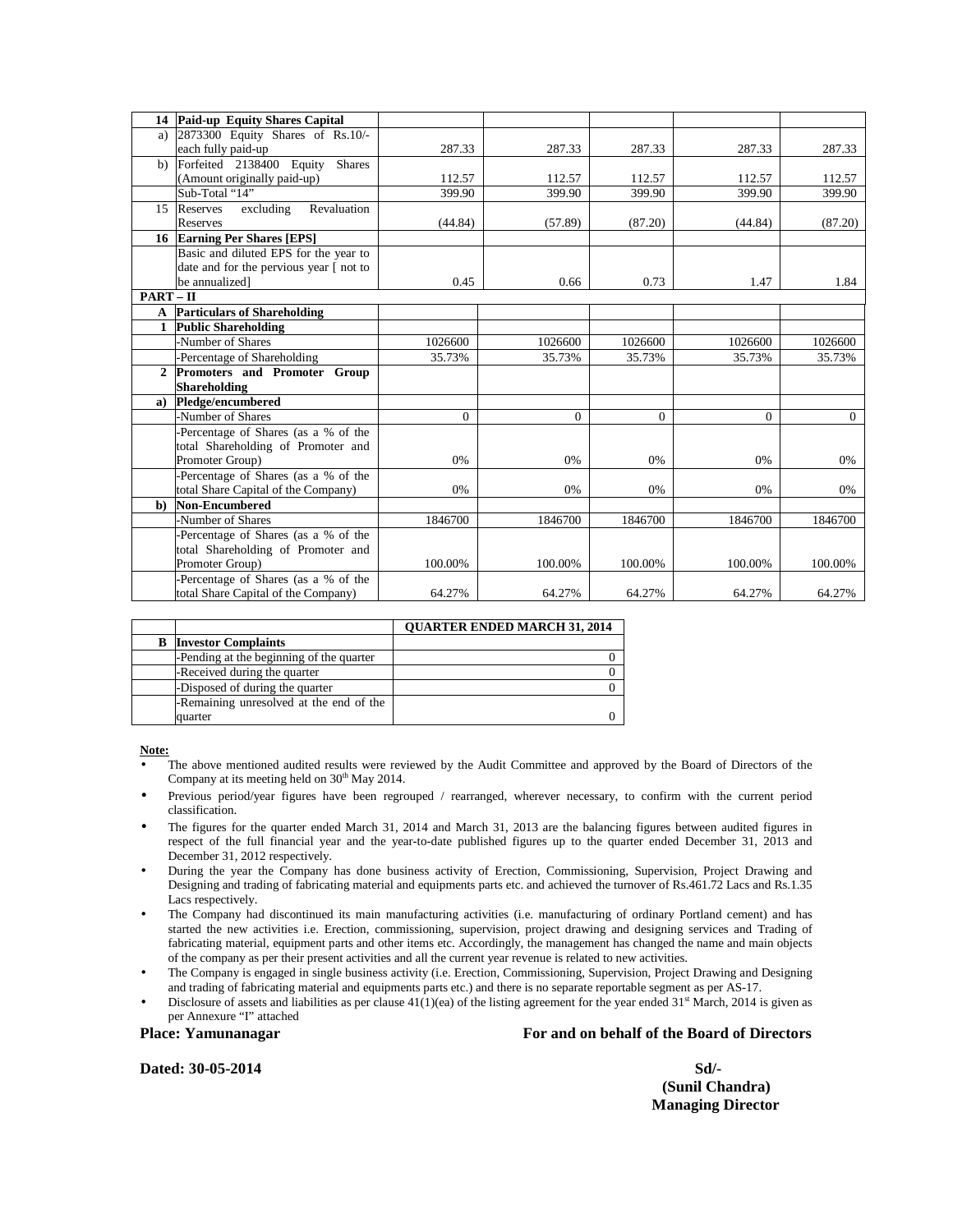| 14 | **Paid-up Equity Shares Capital** | | | | | |
|---|---|---|---|---|---|---|
| a) | 2873300 Equity Shares of Rs.10/- each fully paid-up | 287.33 | 287.33 | 287.33 | 287.33 | 287.33 |
| b) | Forfeited 2138400 Equity Shares (Amount originally paid-up) | 112.57 | 112.57 | 112.57 | 112.57 | 112.57 |
| | Sub-Total "14" | 399.90 | 399.90 | 399.90 | 399.90 | 399.90 |
| 15 | Reserves excluding Revaluation Reserves | (44.84) | (57.89) | (87.20) | (44.84) | (87.20) |
| 16 | **Earning Per Shares [EPS]** | | | | | |
| | Basic and diluted EPS for the year to date and for the pervious year [ not to be annualized] | 0.45 | 0.66 | 0.73 | 1.47 | 1.84 |
| **PART – II** | | | | | | |
| **A** | **Particulars of Shareholding** | | | | | |
| **1** | **Public Shareholding** | | | | | |
| | -Number of Shares | 1026600 | 1026600 | 1026600 | 1026600 | 1026600 |
| | -Percentage of Shareholding | 35.73% | 35.73% | 35.73% | 35.73% | 35.73% |
| **2** | **Promoters and Promoter Group Shareholding** | | | | | |
| **a)** | **Pledge/encumbered** | | | | | |
| | -Number of Shares | 0 | 0 | 0 | 0 | 0 |
| | -Percentage of Shares (as a % of the total Shareholding of Promoter and Promoter Group) | 0% | 0% | 0% | 0% | 0% |
| | -Percentage of Shares (as a % of the total Share Capital of the Company) | 0% | 0% | 0% | 0% | 0% |
| **b)** | **Non-Encumbered** | | | | | |
| | -Number of Shares | 1846700 | 1846700 | 1846700 | 1846700 | 1846700 |
| | -Percentage of Shares (as a % of the total Shareholding of Promoter and Promoter Group) | 100.00% | 100.00% | 100.00% | 100.00% | 100.00% |
| | -Percentage of Shares (as a % of the total Share Capital of the Company) | 64.27% | 64.27% | 64.27% | 64.27% | 64.27% |

| | | **QUARTER ENDED MARCH 31, 2014** |
|---|---|---|
| **B** | **Investor Complaints** | |
| | -Pending at the beginning of the quarter | 0 |
| | -Received during the quarter | 0 |
| | -Disposed of during the quarter | 0 |
| | -Remaining unresolved at the end of the quarter | 0 |

**Note:**

- The above mentioned audited results were reviewed by the Audit Committee and approved by the Board of Directors of the Company at its meeting held on 30th May 2014.
- Previous period/year figures have been regrouped / rearranged, wherever necessary, to confirm with the current period classification.
- The figures for the quarter ended March 31, 2014 and March 31, 2013 are the balancing figures between audited figures in respect of the full financial year and the year-to-date published figures up to the quarter ended December 31, 2013 and December 31, 2012 respectively.
- During the year the Company has done business activity of Erection, Commissioning, Supervision, Project Drawing and Designing and trading of fabricating material and equipments parts etc. and achieved the turnover of Rs.461.72 Lacs and Rs.1.35 Lacs respectively.
- The Company had discontinued its main manufacturing activities (i.e. manufacturing of ordinary Portland cement) and has started the new activities i.e. Erection, commissioning, supervision, project drawing and designing services and Trading of fabricating material, equipment parts and other items etc. Accordingly, the management has changed the name and main objects of the company as per their present activities and all the current year revenue is related to new activities.
- The Company is engaged in single business activity (i.e. Erection, Commissioning, Supervision, Project Drawing and Designing and trading of fabricating material and equipments parts etc.) and there is no separate reportable segment as per AS-17.
- Disclosure of assets and liabilities as per clause 41(1)(ea) of the listing agreement for the year ended 31st March, 2014 is given as per Annexure "I" attached

**Place: Yamunanagar** **For and on behalf of the Board of Directors**

**Dated: 30-05-2014**

**Sd/-**
**(Sunil Chandra)**
**Managing Director**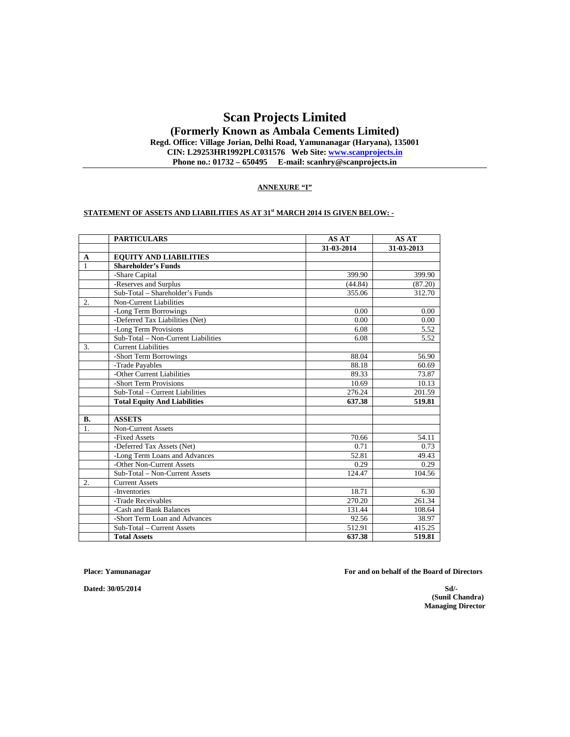# Scan Projects Limited

## (Formerly Known as Ambala Cements Limited)

**Regd. Office: Village Jorian, Delhi Road, Yamunanagar (Haryana), 135001**
**CIN: L29253HR1992PLC031576 Web Site: www.scanprojects.in**
**Phone no.: 01732 – 650495 E-mail: scanhry@scanprojects.in**

**ANNEXURE "I"**

**STATEMENT OF ASSETS AND LIABILITIES AS AT 31[st] MARCH 2014 IS GIVEN BELOW: -**

| | PARTICULARS | AS AT | AS AT |
|---|---|---|---|
| | | 31-03-2014 | 31-03-2013 |
| **A** | **EQUITY AND LIABILITIES** | | |
| 1 | **Shareholder's Funds** | | |
| | -Share Capital | 399.90 | 399.90 |
| | -Reserves and Surplus | (44.84) | (87.20) |
| | Sub-Total – Shareholder's Funds | 355.06 | 312.70 |
| 2. | Non-Current Liabilities | | |
| | -Long Term Borrowings | 0.00 | 0.00 |
| | -Deferred Tax Liabilities (Net) | 0.00 | 0.00 |
| | -Long Term Provisions | 6.08 | 5.52 |
| | Sub-Total – Non-Current Liabilities | 6.08 | 5.52 |
| 3. | Current Liabilities | | |
| | -Short Term Borrowings | 88.04 | 56.90 |
| | -Trade Payables | 88.18 | 60.69 |
| | -Other Current Liabilities | 89.33 | 73.87 |
| | -Short Term Provisions | 10.69 | 10.13 |
| | Sub-Total – Current Liabilities | 276.24 | 201.59 |
| | **Total Equity And Liabilities** | **637.38** | **519.81** |
| | | | |
| **B.** | **ASSETS** | | |
| 1. | Non-Current Assets | | |
| | -Fixed Assets | 70.66 | 54.11 |
| | -Deferred Tax Assets (Net) | 0.71 | 0.73 |
| | -Long Term Loans and Advances | 52.81 | 49.43 |
| | -Other Non-Current Assets | 0.29 | 0.29 |
| | Sub-Total – Non-Current Assets | 124.47 | 104.56 |
| 2. | Current Assets | | |
| | -Inventories | 18.71 | 6.30 |
| | -Trade Receivables | 270.20 | 261.34 |
| | -Cash and Bank Balances | 131.44 | 108.64 |
| | -Short Term Loan and Advances | 92.56 | 38.97 |
| | Sub-Total – Current Assets | 512.91 | 415.25 |
| | **Total Assets** | **637.38** | **519.81** |

**Place: Yamunanagar**

**Dated: 30/05/2014**

**For and on behalf of the Board of Directors**

**Sd/-**
**(Sunil Chandra)**
**Managing Director**